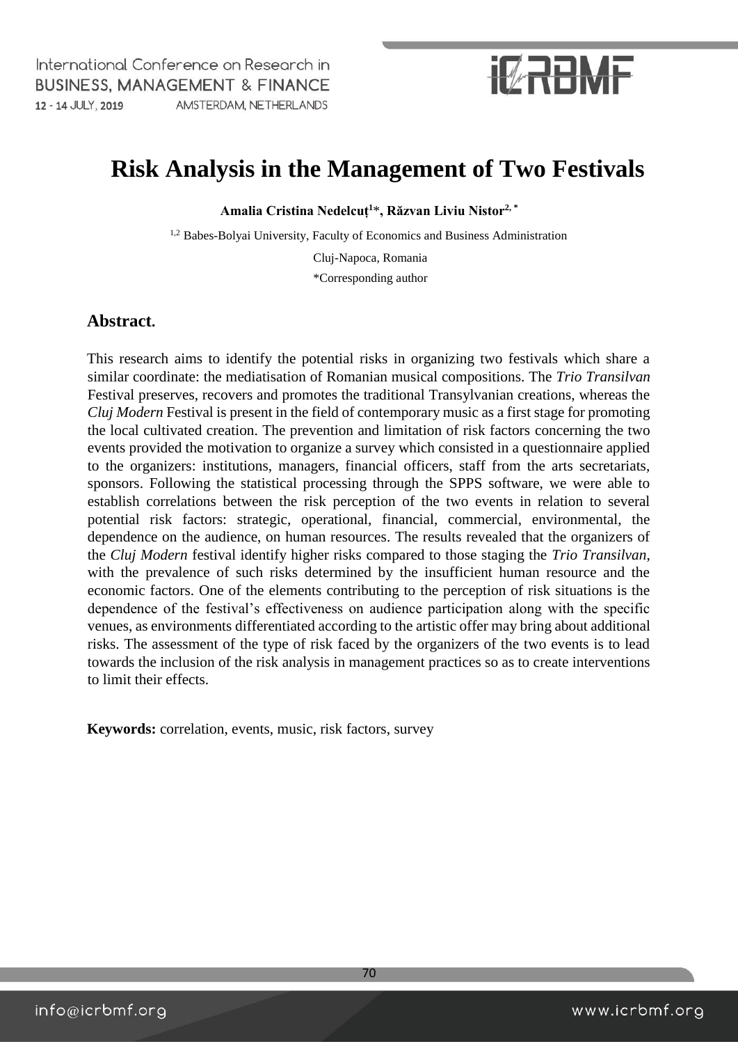# Risk Analysis in the Management of Two Festivals

**Amalia Cristina Nedelcuț[1]*, Răzvan Liviu Nistor[2,*]**

[1,2] Babes-Bolyai University, Faculty of Economics and Business Administration

Cluj-Napoca, Romania

*Corresponding author

## Abstract.

This research aims to identify the potential risks in organizing two festivals which share a similar coordinate: the mediatisation of Romanian musical compositions. The *Trio Transilvan* Festival preserves, recovers and promotes the traditional Transylvanian creations, whereas the *Cluj Modern* Festival is present in the field of contemporary music as a first stage for promoting the local cultivated creation. The prevention and limitation of risk factors concerning the two events provided the motivation to organize a survey which consisted in a questionnaire applied to the organizers: institutions, managers, financial officers, staff from the arts secretariats, sponsors. Following the statistical processing through the SPPS software, we were able to establish correlations between the risk perception of the two events in relation to several potential risk factors: strategic, operational, financial, commercial, environmental, the dependence on the audience, on human resources. The results revealed that the organizers of the *Cluj Modern* festival identify higher risks compared to those staging the *Trio Transilvan*, with the prevalence of such risks determined by the insufficient human resource and the economic factors. One of the elements contributing to the perception of risk situations is the dependence of the festival's effectiveness on audience participation along with the specific venues, as environments differentiated according to the artistic offer may bring about additional risks. The assessment of the type of risk faced by the organizers of the two events is to lead towards the inclusion of the risk analysis in management practices so as to create interventions to limit their effects.

**Keywords:** correlation, events, music, risk factors, survey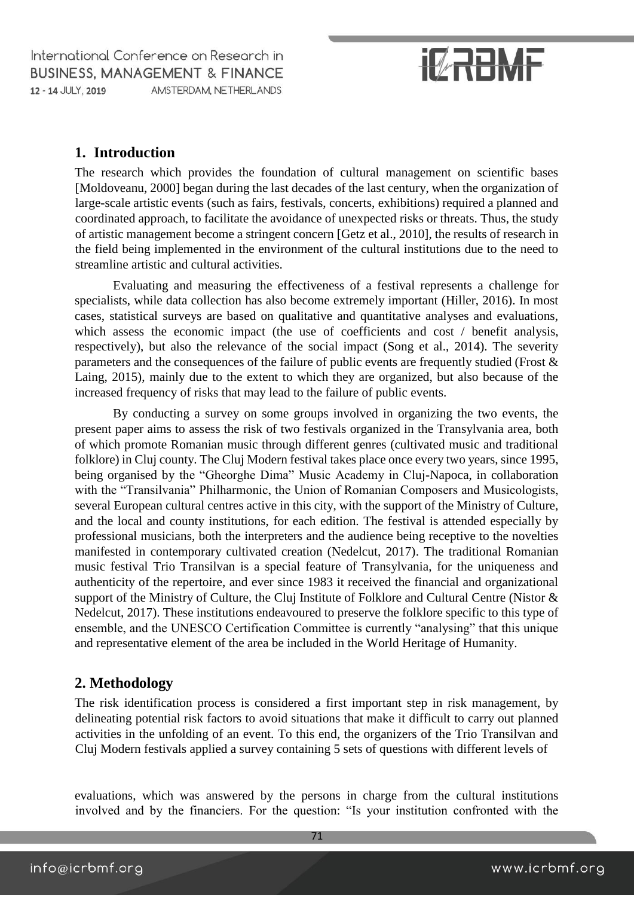## 1. Introduction

The research which provides the foundation of cultural management on scientific bases [Moldoveanu, 2000] began during the last decades of the last century, when the organization of large-scale artistic events (such as fairs, festivals, concerts, exhibitions) required a planned and coordinated approach, to facilitate the avoidance of unexpected risks or threats. Thus, the study of artistic management become a stringent concern [Getz et al., 2010], the results of research in the field being implemented in the environment of the cultural institutions due to the need to streamline artistic and cultural activities.

Evaluating and measuring the effectiveness of a festival represents a challenge for specialists, while data collection has also become extremely important (Hiller, 2016). In most cases, statistical surveys are based on qualitative and quantitative analyses and evaluations, which assess the economic impact (the use of coefficients and cost / benefit analysis, respectively), but also the relevance of the social impact (Song et al., 2014). The severity parameters and the consequences of the failure of public events are frequently studied (Frost & Laing, 2015), mainly due to the extent to which they are organized, but also because of the increased frequency of risks that may lead to the failure of public events.

By conducting a survey on some groups involved in organizing the two events, the present paper aims to assess the risk of two festivals organized in the Transylvania area, both of which promote Romanian music through different genres (cultivated music and traditional folklore) in Cluj county. The Cluj Modern festival takes place once every two years, since 1995, being organised by the "Gheorghe Dima" Music Academy in Cluj-Napoca, in collaboration with the "Transilvania" Philharmonic, the Union of Romanian Composers and Musicologists, several European cultural centres active in this city, with the support of the Ministry of Culture, and the local and county institutions, for each edition. The festival is attended especially by professional musicians, both the interpreters and the audience being receptive to the novelties manifested in contemporary cultivated creation (Nedelcut, 2017). The traditional Romanian music festival Trio Transilvan is a special feature of Transylvania, for the uniqueness and authenticity of the repertoire, and ever since 1983 it received the financial and organizational support of the Ministry of Culture, the Cluj Institute of Folklore and Cultural Centre (Nistor & Nedelcut, 2017). These institutions endeavoured to preserve the folklore specific to this type of ensemble, and the UNESCO Certification Committee is currently "analysing" that this unique and representative element of the area be included in the World Heritage of Humanity.

## 2. Methodology

The risk identification process is considered a first important step in risk management, by delineating potential risk factors to avoid situations that make it difficult to carry out planned activities in the unfolding of an event. To this end, the organizers of the Trio Transilvan and Cluj Modern festivals applied a survey containing 5 sets of questions with different levels of evaluations, which was answered by the persons in charge from the cultural institutions involved and by the financiers. For the question: "Is your institution confronted with the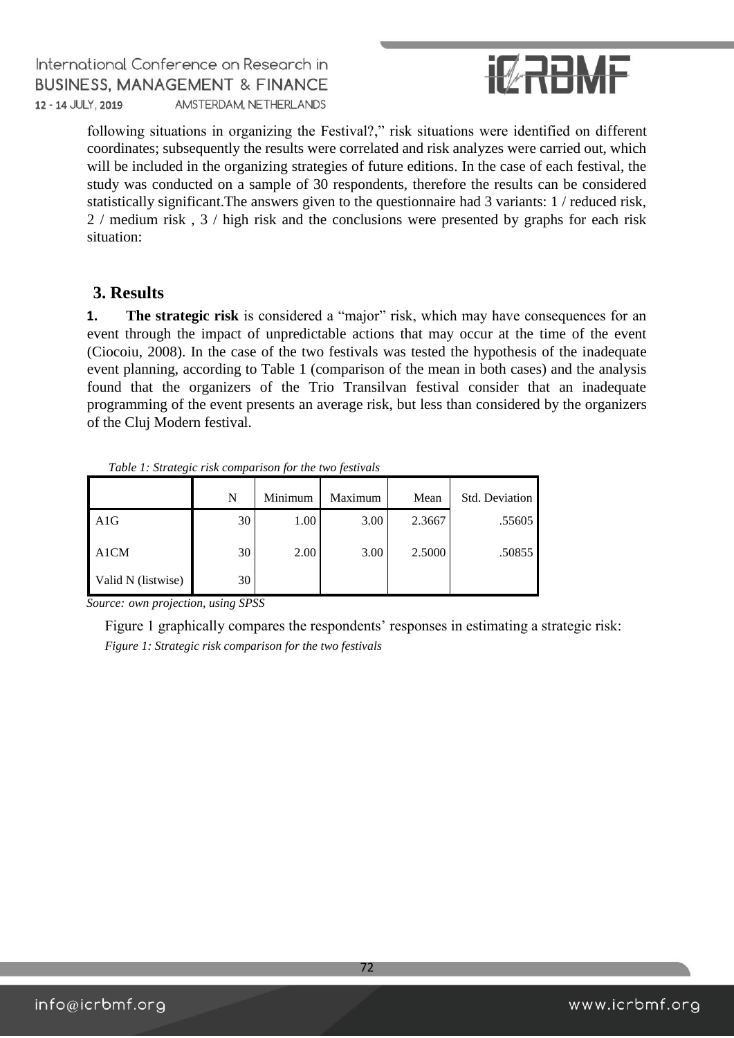following situations in organizing the Festival?," risk situations were identified on different coordinates; subsequently the results were correlated and risk analyzes were carried out, which will be included in the organizing strategies of future editions. In the case of each festival, the study was conducted on a sample of 30 respondents, therefore the results can be considered statistically significant.The answers given to the questionnaire had 3 variants: 1 / reduced risk, 2 / medium risk , 3 / high risk and the conclusions were presented by graphs for each risk situation:

## 3. Results

**1. The strategic risk** is considered a "major" risk, which may have consequences for an event through the impact of unpredictable actions that may occur at the time of the event (Ciocoiu, 2008). In the case of the two festivals was tested the hypothesis of the inadequate event planning, according to Table 1 (comparison of the mean in both cases) and the analysis found that the organizers of the Trio Transilvan festival consider that an inadequate programming of the event presents an average risk, but less than considered by the organizers of the Cluj Modern festival.

*Table 1: Strategic risk comparison for the two festivals*

| | N | Minimum | Maximum | Mean | Std. Deviation |
|---|---|---|---|---|---|
| A1G | 30 | 1.00 | 3.00 | 2.3667 | .55605 |
| A1CM | 30 | 2.00 | 3.00 | 2.5000 | .50855 |
| Valid N (listwise) | 30 | | | | |

*Source: own projection, using SPSS*

Figure 1 graphically compares the respondents' responses in estimating a strategic risk:

*Figure 1: Strategic risk comparison for the two festivals*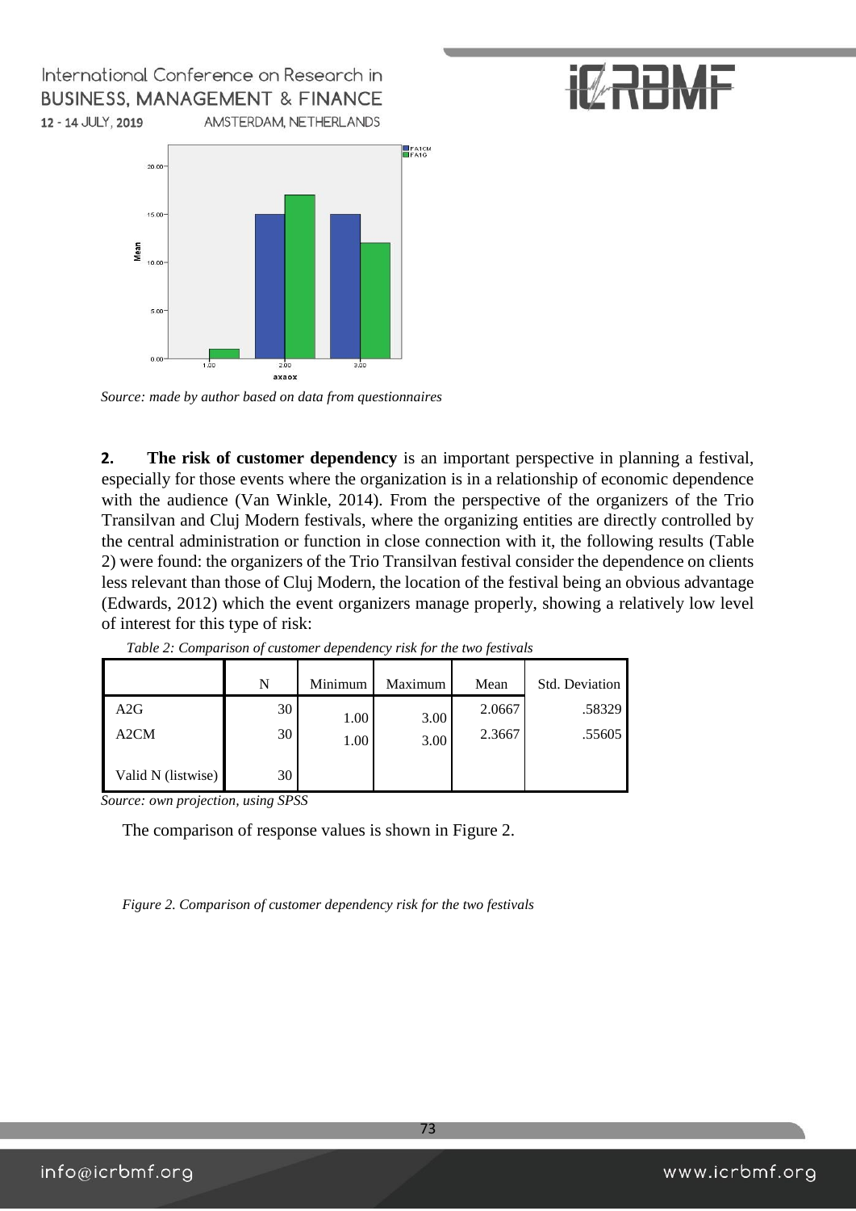*Source: made by author based on data from questionnaires*

**2. The risk of customer dependency** is an important perspective in planning a festival, especially for those events where the organization is in a relationship of economic dependence with the audience (Van Winkle, 2014). From the perspective of the organizers of the Trio Transilvan and Cluj Modern festivals, where the organizing entities are directly controlled by the central administration or function in close connection with it, the following results (Table 2) were found: the organizers of the Trio Transilvan festival consider the dependence on clients less relevant than those of Cluj Modern, the location of the festival being an obvious advantage (Edwards, 2012) which the event organizers manage properly, showing a relatively low level of interest for this type of risk:

*Table 2: Comparison of customer dependency risk for the two festivals*

| | N | Minimum | Maximum | Mean | Std. Deviation |
|---|---|---|---|---|---|
| A2G | 30 | 1.00 | 3.00 | 2.0667 | .58329 |
| A2CM | 30 | 1.00 | 3.00 | 2.3667 | .55605 |
| Valid N (listwise) | 30 | | | | |

*Source: own projection, using SPSS*

The comparison of response values is shown in Figure 2.

*Figure 2. Comparison of customer dependency risk for the two festivals*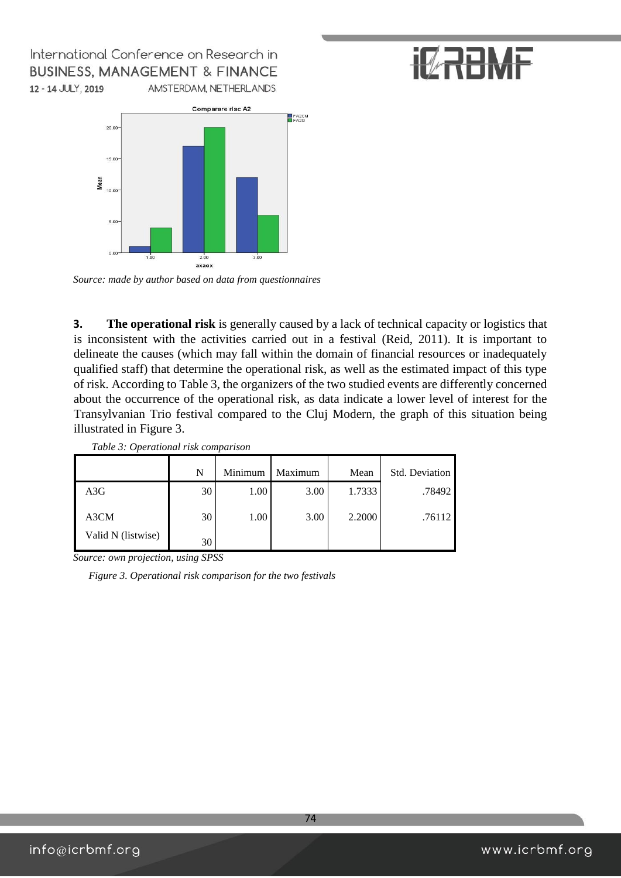*Source: made by author based on data from questionnaires*

**3. The operational risk** is generally caused by a lack of technical capacity or logistics that is inconsistent with the activities carried out in a festival (Reid, 2011). It is important to delineate the causes (which may fall within the domain of financial resources or inadequately qualified staff) that determine the operational risk, as well as the estimated impact of this type of risk. According to Table 3, the organizers of the two studied events are differently concerned about the occurrence of the operational risk, as data indicate a lower level of interest for the Transylvanian Trio festival compared to the Cluj Modern, the graph of this situation being illustrated in Figure 3.

*Table 3: Operational risk comparison*

| | N | Minimum | Maximum | Mean | Std. Deviation |
|---|---|---|---|---|---|
| A3G | 30 | 1.00 | 3.00 | 1.7333 | .78492 |
| A3CM | 30 | 1.00 | 3.00 | 2.2000 | .76112 |
| Valid N (listwise) | 30 | | | | |

*Source: own projection, using SPSS*

*Figure 3. Operational risk comparison for the two festivals*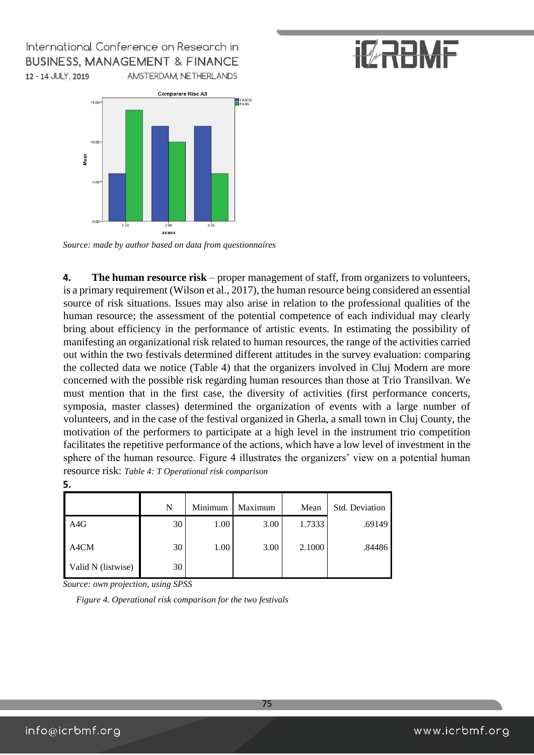*Source: made by author based on data from questionnaires*

**4. The human resource risk** – proper management of staff, from organizers to volunteers, is a primary requirement (Wilson et al., 2017), the human resource being considered an essential source of risk situations. Issues may also arise in relation to the professional qualities of the human resource; the assessment of the potential competence of each individual may clearly bring about efficiency in the performance of artistic events. In estimating the possibility of manifesting an organizational risk related to human resources, the range of the activities carried out within the two festivals determined different attitudes in the survey evaluation: comparing the collected data we notice (Table 4) that the organizers involved in Cluj Modern are more concerned with the possible risk regarding human resources than those at Trio Transilvan. We must mention that in the first case, the diversity of activities (first performance concerts, symposia, master classes) determined the organization of events with a large number of volunteers, and in the case of the festival organized in Gherla, a small town in Cluj County, the motivation of the performers to participate at a high level in the instrument trio competition facilitates the repetitive performance of the actions, which have a low level of investment in the sphere of the human resource. Figure 4 illustrates the organizers' view on a potential human resource risk: *Table 4: T Operational risk comparison*

**5.**

| | N | Minimum | Maximum | Mean | Std. Deviation |
|---|---|---|---|---|---|
| A4G | 30 | 1.00 | 3.00 | 1.7333 | .69149 |
| A4CM | 30 | 1.00 | 3.00 | 2.1000 | .84486 |
| Valid N (listwise) | 30 | | | | |

*Source: own projection, using SPSS*

*Figure 4. Operational risk comparison for the two festivals*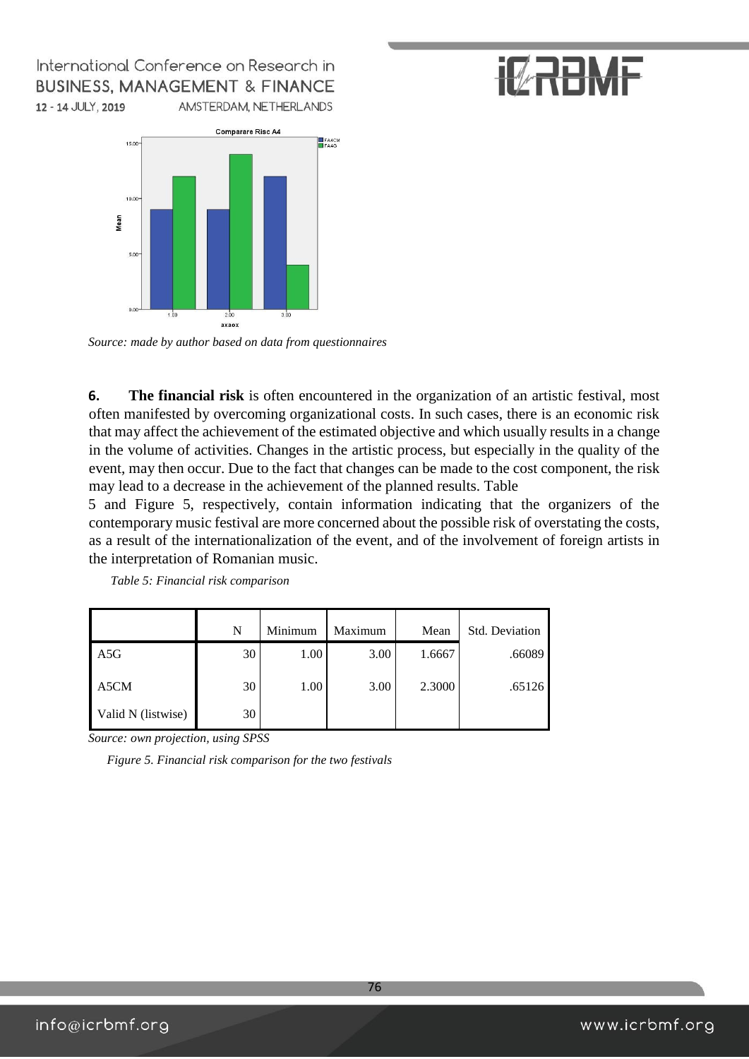*Source: made by author based on data from questionnaires*

**6. The financial risk** is often encountered in the organization of an artistic festival, most often manifested by overcoming organizational costs. In such cases, there is an economic risk that may affect the achievement of the estimated objective and which usually results in a change in the volume of activities. Changes in the artistic process, but especially in the quality of the event, may then occur. Due to the fact that changes can be made to the cost component, the risk may lead to a decrease in the achievement of the planned results. Table 5 and Figure 5, respectively, contain information indicating that the organizers of the contemporary music festival are more concerned about the possible risk of overstating the costs, as a result of the internationalization of the event, and of the involvement of foreign artists in the interpretation of Romanian music.

*Table 5: Financial risk comparison*

| | N | Minimum | Maximum | Mean | Std. Deviation |
|---|---|---|---|---|---|
| A5G | 30 | 1.00 | 3.00 | 1.6667 | .66089 |
| A5CM | 30 | 1.00 | 3.00 | 2.3000 | .65126 |
| Valid N (listwise) | 30 | | | | |

*Source: own projection, using SPSS*

*Figure 5. Financial risk comparison for the two festivals*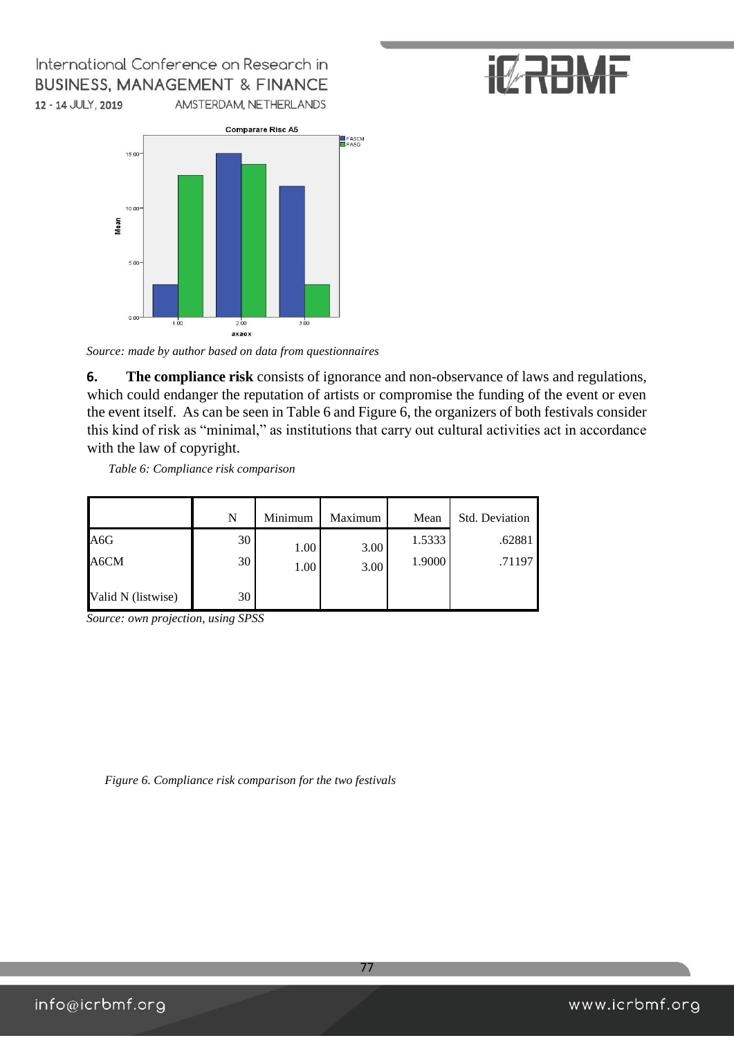*Source: made by author based on data from questionnaires*

**6. The compliance risk** consists of ignorance and non-observance of laws and regulations, which could endanger the reputation of artists or compromise the funding of the event or even the event itself. As can be seen in Table 6 and Figure 6, the organizers of both festivals consider this kind of risk as "minimal," as institutions that carry out cultural activities act in accordance with the law of copyright.

*Table 6: Compliance risk comparison*

| | N | Minimum | Maximum | Mean | Std. Deviation |
|---|---|---|---|---|---|
| A6G | 30 | 1.00 | 3.00 | 1.5333 | .62881 |
| A6CM | 30 | 1.00 | 3.00 | 1.9000 | .71197 |
| Valid N (listwise) | 30 | | | | |

*Source: own projection, using SPSS*

*Figure 6. Compliance risk comparison for the two festivals*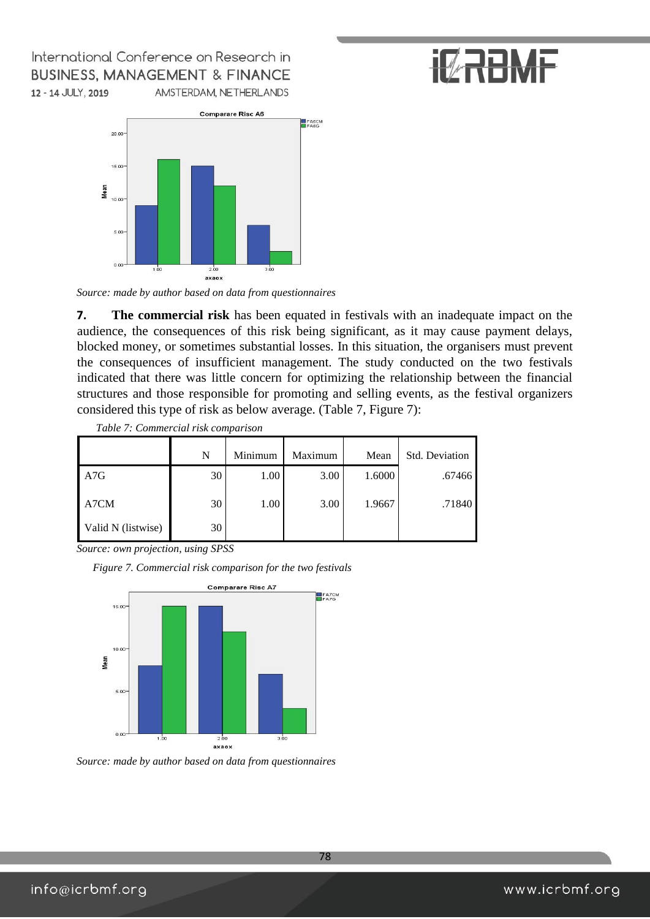*Source: made by author based on data from questionnaires*

**7. The commercial risk** has been equated in festivals with an inadequate impact on the audience, the consequences of this risk being significant, as it may cause payment delays, blocked money, or sometimes substantial losses. In this situation, the organisers must prevent the consequences of insufficient management. The study conducted on the two festivals indicated that there was little concern for optimizing the relationship between the financial structures and those responsible for promoting and selling events, as the festival organizers considered this type of risk as below average. (Table 7, Figure 7):

*Table 7: Commercial risk comparison*

| | N | Minimum | Maximum | Mean | Std. Deviation |
|---|---|---|---|---|---|
| A7G | 30 | 1.00 | 3.00 | 1.6000 | .67466 |
| A7CM | 30 | 1.00 | 3.00 | 1.9667 | .71840 |
| Valid N (listwise) | 30 | | | | |

*Source: own projection, using SPSS*

*Figure 7. Commercial risk comparison for the two festivals*

*Source: made by author based on data from questionnaires*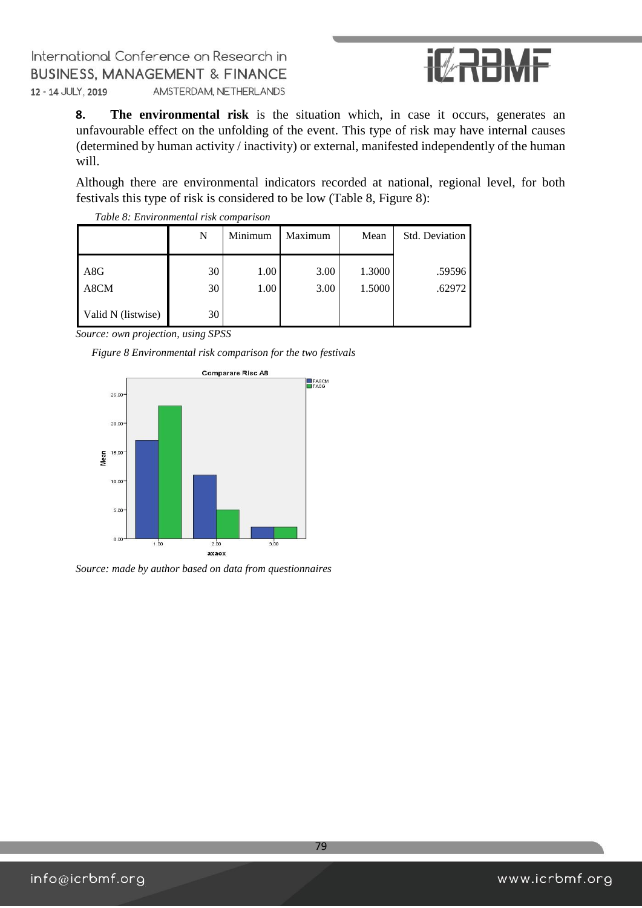**8. The environmental risk** is the situation which, in case it occurs, generates an unfavourable effect on the unfolding of the event. This type of risk may have internal causes (determined by human activity / inactivity) or external, manifested independently of the human will.

Although there are environmental indicators recorded at national, regional level, for both festivals this type of risk is considered to be low (Table 8, Figure 8):

*Table 8: Environmental risk comparison*

| | N | Minimum | Maximum | Mean | Std. Deviation |
|---|---|---|---|---|---|
| A8G | 30 | 1.00 | 3.00 | 1.3000 | .59596 |
| A8CM | 30 | 1.00 | 3.00 | 1.5000 | .62972 |
| Valid N (listwise) | 30 | | | | |

*Source: own projection, using SPSS*

*Figure 8 Environmental risk comparison for the two festivals*

*Source: made by author based on data from questionnaires*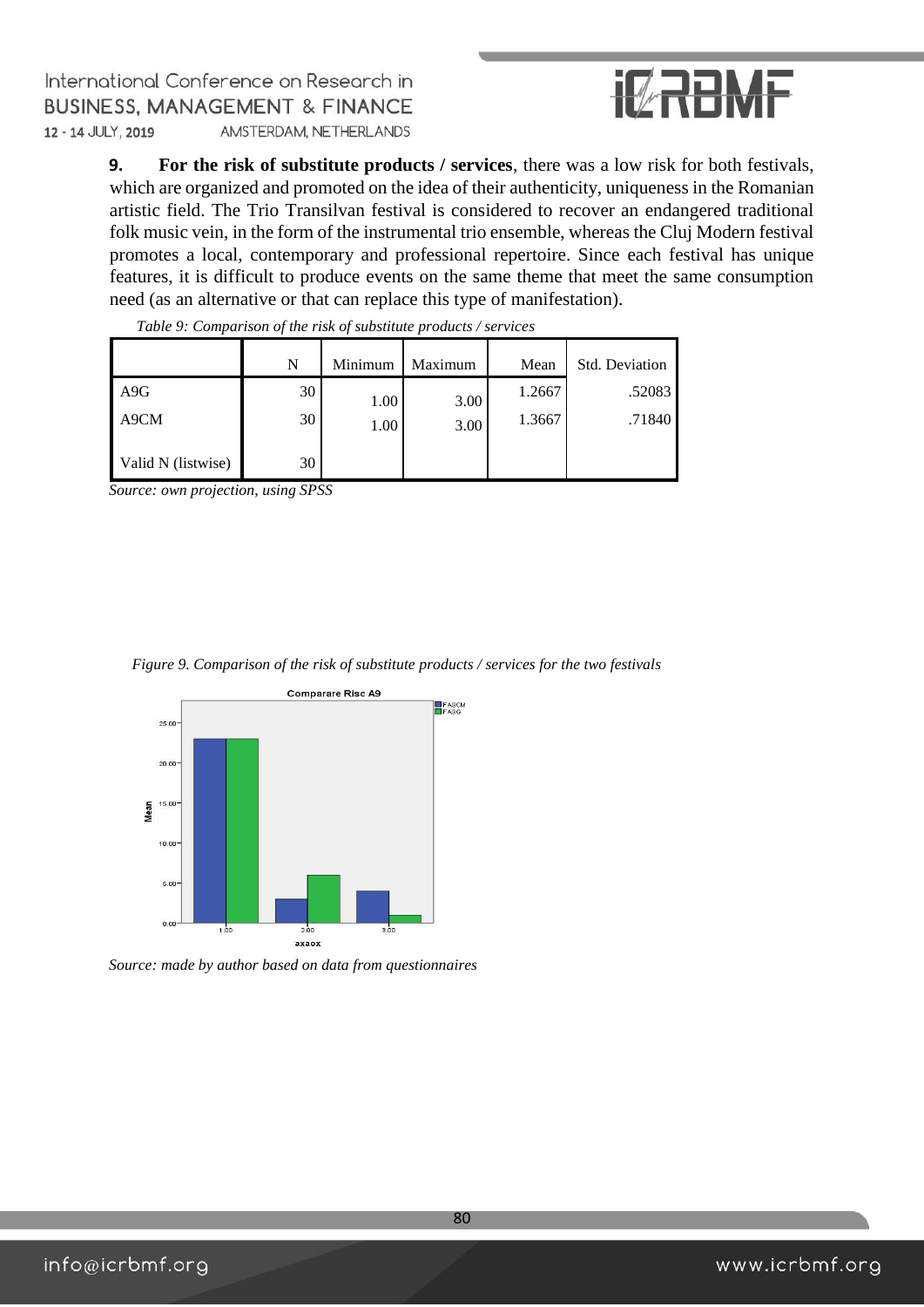**9. For the risk of substitute products / services**, there was a low risk for both festivals, which are organized and promoted on the idea of their authenticity, uniqueness in the Romanian artistic field. The Trio Transilvan festival is considered to recover an endangered traditional folk music vein, in the form of the instrumental trio ensemble, whereas the Cluj Modern festival promotes a local, contemporary and professional repertoire. Since each festival has unique features, it is difficult to produce events on the same theme that meet the same consumption need (as an alternative or that can replace this type of manifestation).

*Table 9: Comparison of the risk of substitute products / services*

| | N | Minimum | Maximum | Mean | Std. Deviation |
|---|---|---|---|---|---|
| A9G | 30 | 1.00 | 3.00 | 1.2667 | .52083 |
| A9CM | 30 | 1.00 | 3.00 | 1.3667 | .71840 |
| Valid N (listwise) | 30 | | | | |

*Source: own projection, using SPSS*

*Figure 9. Comparison of the risk of substitute products / services for the two festivals*

*Source: made by author based on data from questionnaires*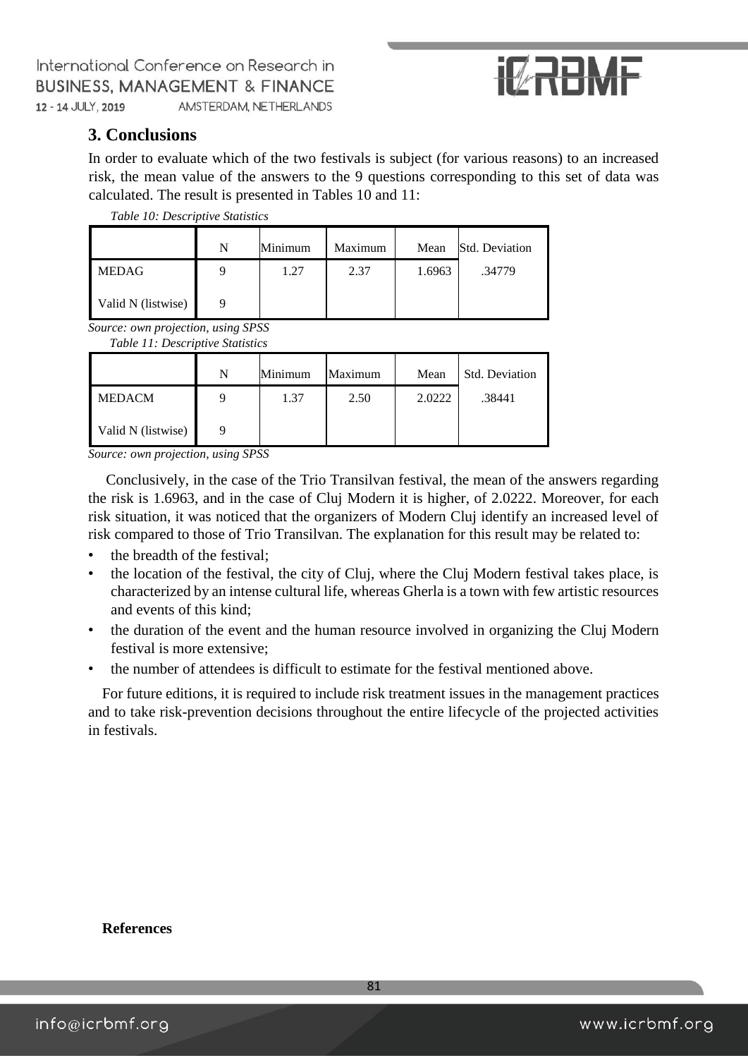## 3. Conclusions

In order to evaluate which of the two festivals is subject (for various reasons) to an increased risk, the mean value of the answers to the 9 questions corresponding to this set of data was calculated. The result is presented in Tables 10 and 11:

*Table 10: Descriptive Statistics*

| | N | Minimum | Maximum | Mean | Std. Deviation |
|---|---|---|---|---|---|
| MEDAG | 9 | 1.27 | 2.37 | 1.6963 | .34779 |
| Valid N (listwise) | 9 | | | | |

*Source: own projection, using SPSS*

*Table 11: Descriptive Statistics*

| | N | Minimum | Maximum | Mean | Std. Deviation |
|---|---|---|---|---|---|
| MEDACM | 9 | 1.37 | 2.50 | 2.0222 | .38441 |
| Valid N (listwise) | 9 | | | | |

*Source: own projection, using SPSS*

Conclusively, in the case of the Trio Transilvan festival, the mean of the answers regarding the risk is 1.6963, and in the case of Cluj Modern it is higher, of 2.0222. Moreover, for each risk situation, it was noticed that the organizers of Modern Cluj identify an increased level of risk compared to those of Trio Transilvan. The explanation for this result may be related to:

- the breadth of the festival;
- the location of the festival, the city of Cluj, where the Cluj Modern festival takes place, is characterized by an intense cultural life, whereas Gherla is a town with few artistic resources and events of this kind;
- the duration of the event and the human resource involved in organizing the Cluj Modern festival is more extensive;
- the number of attendees is difficult to estimate for the festival mentioned above.

For future editions, it is required to include risk treatment issues in the management practices and to take risk-prevention decisions throughout the entire lifecycle of the projected activities in festivals.

**References**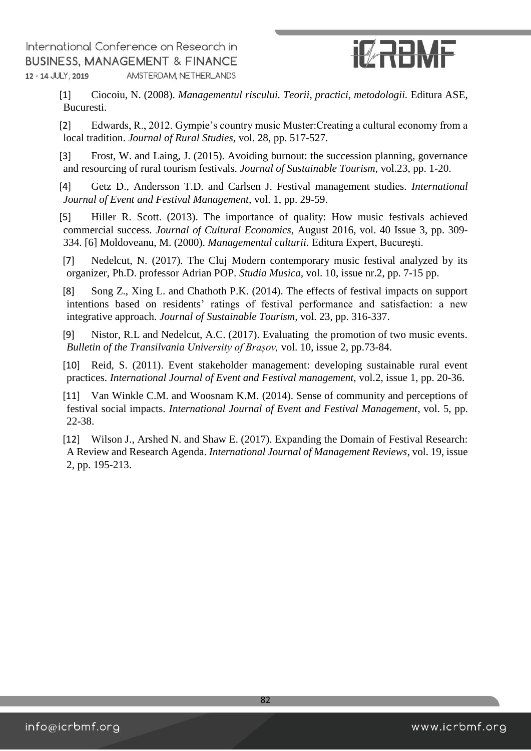[1] Ciocoiu, N. (2008). *Managementul riscului. Teorii, practici, metodologii.* Editura ASE, Bucuresti.

[2] Edwards, R., 2012. Gympie's country music Muster:Creating a cultural economy from a local tradition. *Journal of Rural Studies*, vol. 28, pp. 517-527.

[3] Frost, W. and Laing, J. (2015). Avoiding burnout: the succession planning, governance and resourcing of rural tourism festivals. *Journal of Sustainable Tourism*, vol.23, pp. 1-20.

[4] Getz D., Andersson T.D. and Carlsen J. Festival management studies. *International Journal of Event and Festival Management*, vol. 1, pp. 29-59.

[5] Hiller R. Scott. (2013). The importance of quality: How music festivals achieved commercial success. *Journal of Cultural Economics*, August 2016, vol. 40 Issue 3, pp. 309-334. [6] Moldoveanu, M. (2000). *Managementul culturii.* Editura Expert, Bucureşti.

[7] Nedelcut, N. (2017). The Cluj Modern contemporary music festival analyzed by its organizer, Ph.D. professor Adrian POP. *Studia Musica*, vol. 10, issue nr.2, pp. 7-15 pp.

[8] Song Z., Xing L. and Chathoth P.K. (2014). The effects of festival impacts on support intentions based on residents' ratings of festival performance and satisfaction: a new integrative approach. *Journal of Sustainable Tourism*, vol. 23, pp. 316-337.

[9] Nistor, R.L and Nedelcut, A.C. (2017). Evaluating the promotion of two music events. *Bulletin of the Transilvania University of Brașov,* vol. 10, issue 2, pp.73-84.

[10] Reid, S. (2011). Event stakeholder management: developing sustainable rural event practices. *International Journal of Event and Festival management*, vol.2, issue 1, pp. 20-36.

[11] Van Winkle C.M. and Woosnam K.M. (2014). Sense of community and perceptions of festival social impacts. *International Journal of Event and Festival Management*, vol. 5, pp. 22-38.

[12] Wilson J., Arshed N. and Shaw E. (2017). Expanding the Domain of Festival Research: A Review and Research Agenda. *International Journal of Management Reviews*, vol. 19, issue 2, pp. 195-213.